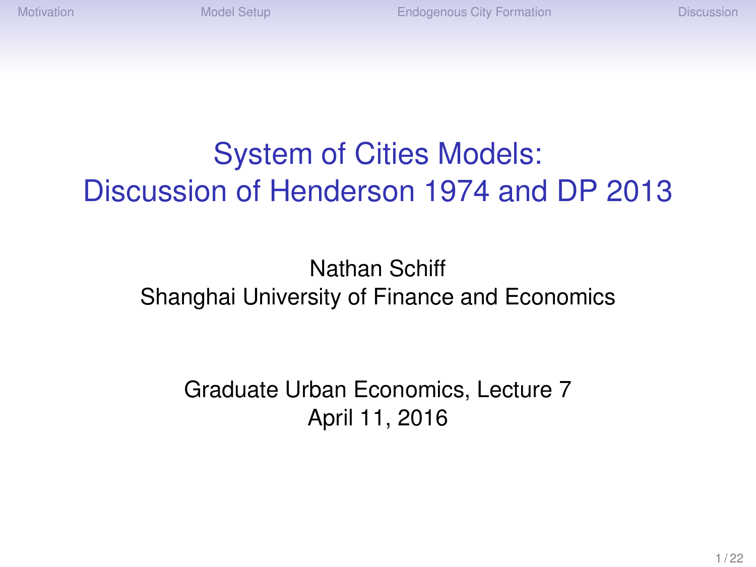# System of Cities Models: Discussion of Henderson 1974 and DP 2013

Nathan Schiff
Shanghai University of Finance and Economics

Graduate Urban Economics, Lecture 7
April 11, 2016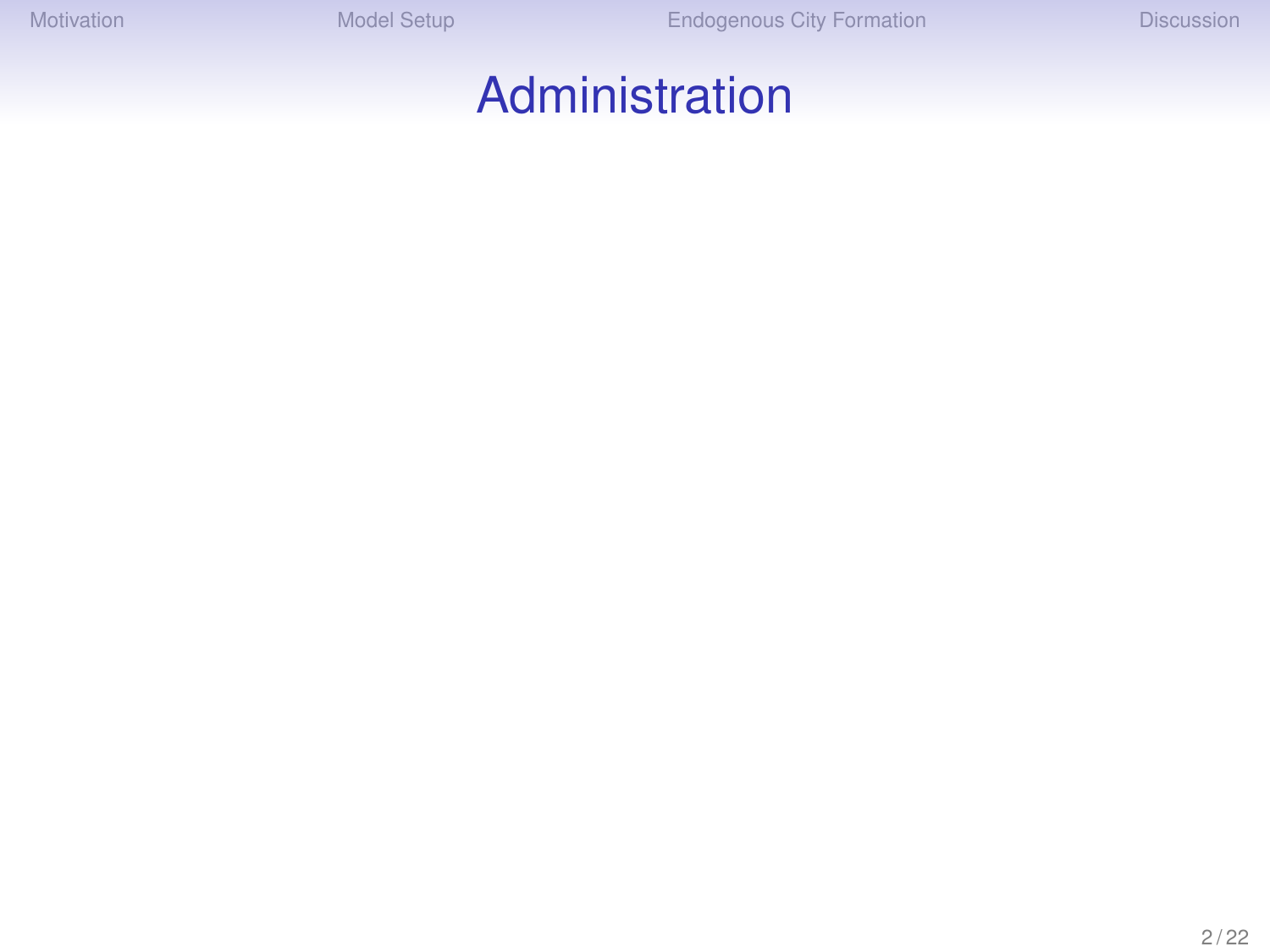# Administration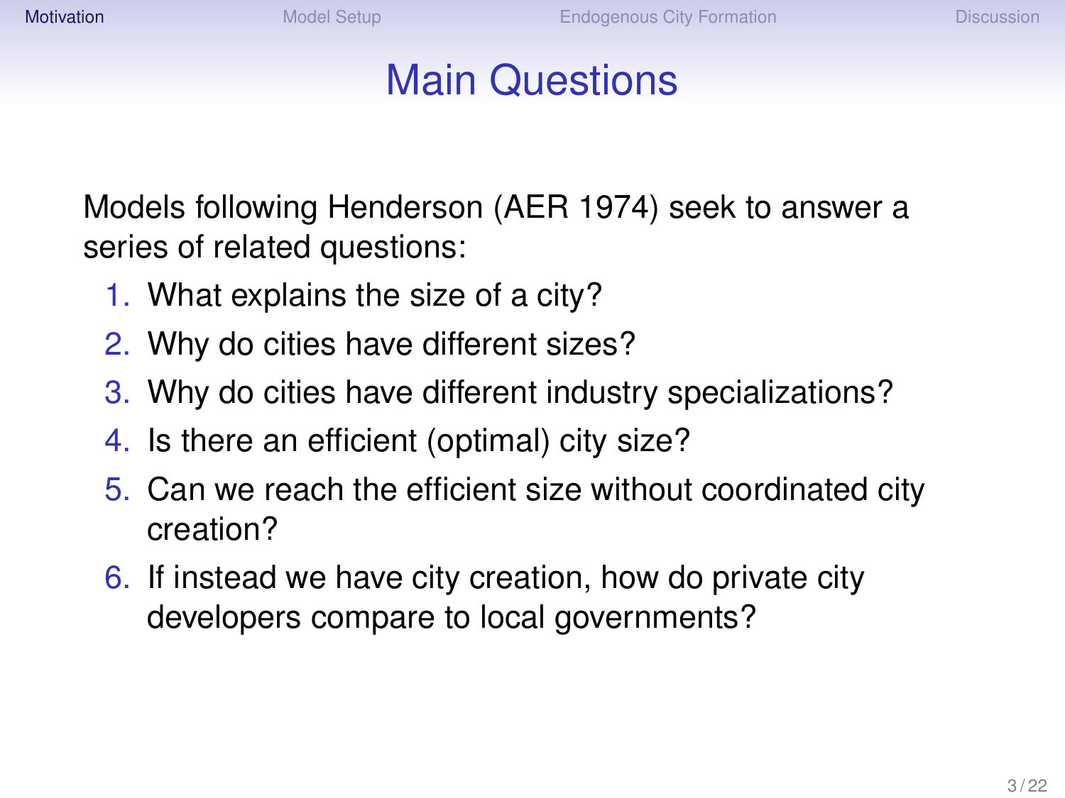# Main Questions

Models following Henderson (AER 1974) seek to answer a series of related questions:

1. What explains the size of a city?
2. Why do cities have different sizes?
3. Why do cities have different industry specializations?
4. Is there an efficient (optimal) city size?
5. Can we reach the efficient size without coordinated city creation?
6. If instead we have city creation, how do private city developers compare to local governments?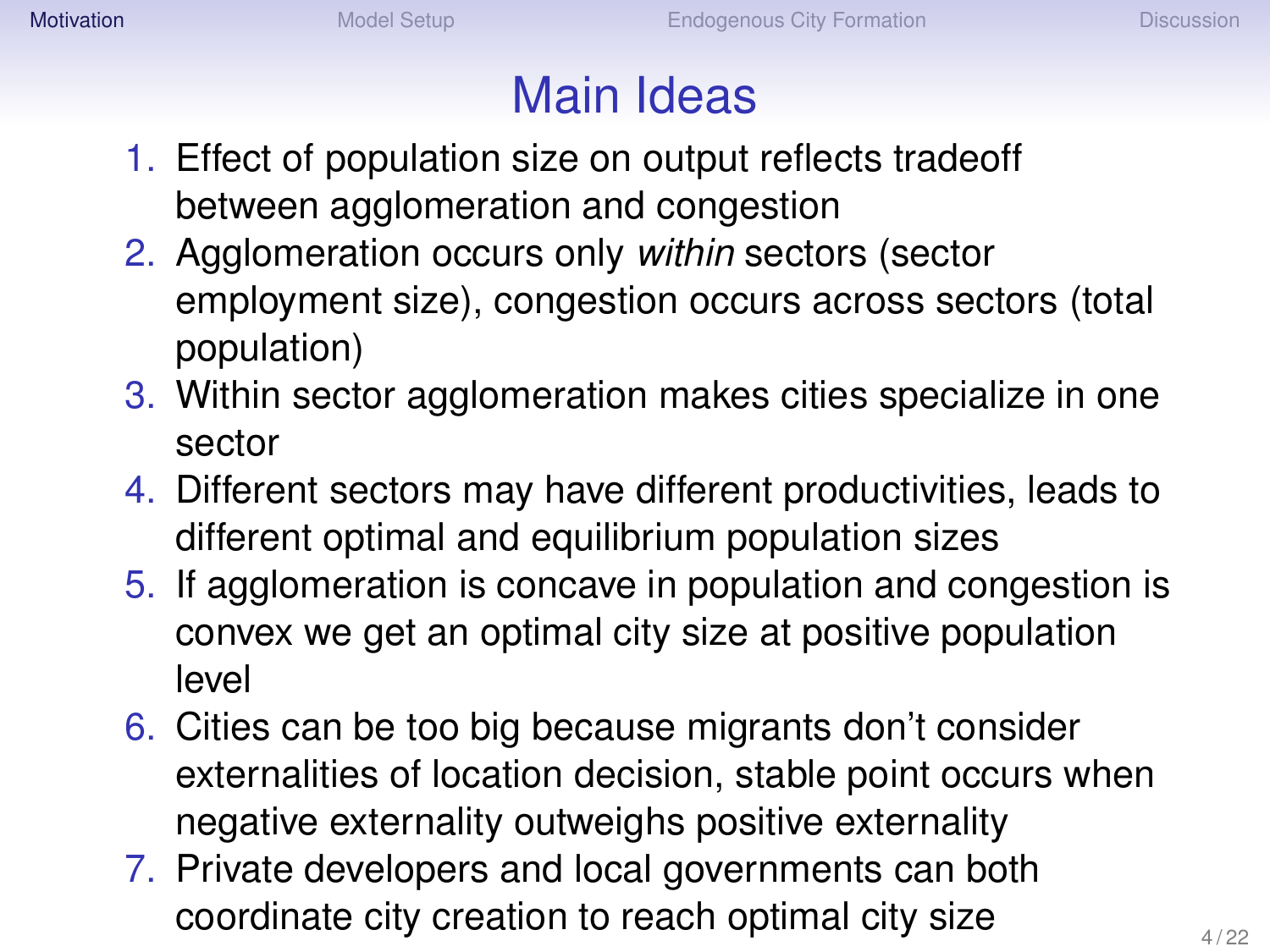# Main Ideas

1. Effect of population size on output reflects tradeoff between agglomeration and congestion
2. Agglomeration occurs only *within* sectors (sector employment size), congestion occurs across sectors (total population)
3. Within sector agglomeration makes cities specialize in one sector
4. Different sectors may have different productivities, leads to different optimal and equilibrium population sizes
5. If agglomeration is concave in population and congestion is convex we get an optimal city size at positive population level
6. Cities can be too big because migrants don't consider externalities of location decision, stable point occurs when negative externality outweighs positive externality
7. Private developers and local governments can both coordinate city creation to reach optimal city size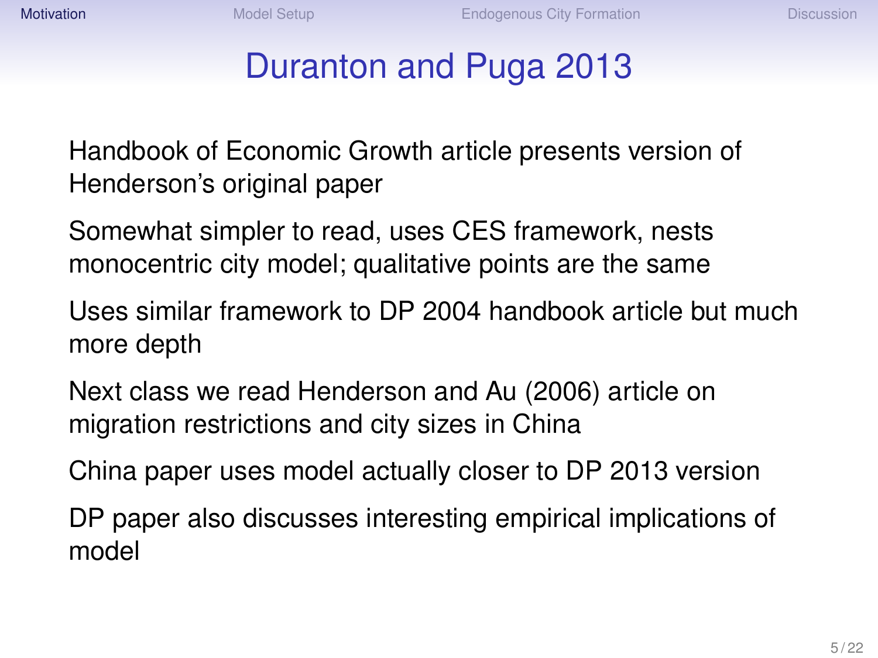# Duranton and Puga 2013

Handbook of Economic Growth article presents version of Henderson's original paper

Somewhat simpler to read, uses CES framework, nests monocentric city model; qualitative points are the same

Uses similar framework to DP 2004 handbook article but much more depth

Next class we read Henderson and Au (2006) article on migration restrictions and city sizes in China

China paper uses model actually closer to DP 2013 version

DP paper also discusses interesting empirical implications of model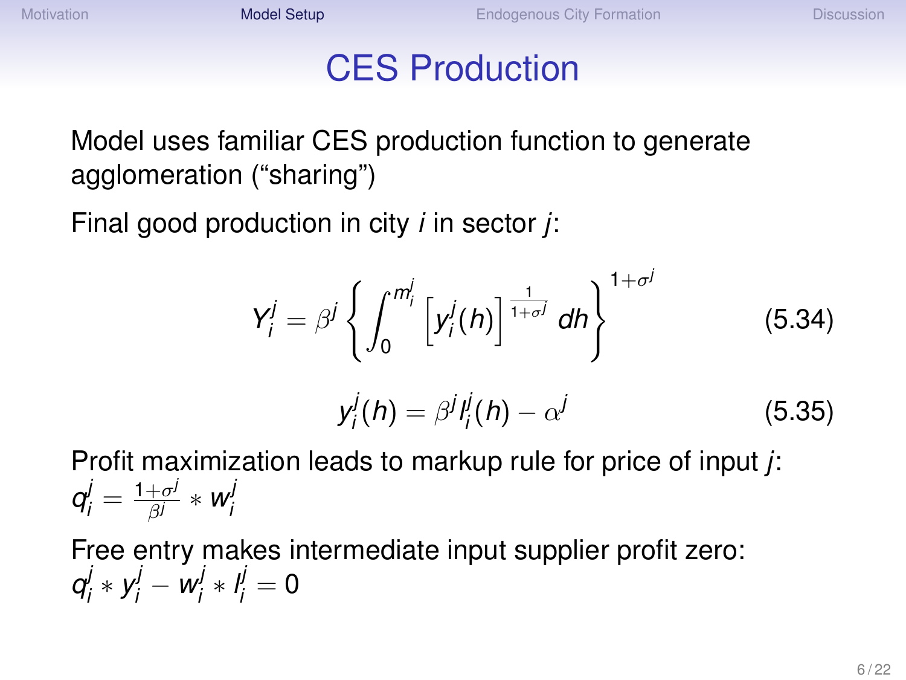# CES Production

Model uses familiar CES production function to generate agglomeration ("sharing")

Final good production in city $i$ in sector $j$:

$$Y_i^j = \beta^j \left\{ \int_0^{m_i^j} \left[ y_i^j(h) \right]^{\frac{1}{1+\sigma^j}} dh \right\}^{1+\sigma^j} \tag{5.34}$$

$$y_i^j(h) = \beta^j l_i^j(h) - \alpha^j \tag{5.35}$$

Profit maximization leads to markup rule for price of input $j$: $q_i^j = \frac{1+\sigma^j}{\beta^j} * w_i^j$

Free entry makes intermediate input supplier profit zero: $q_i^j * y_i^j - w_i^j * l_i^j = 0$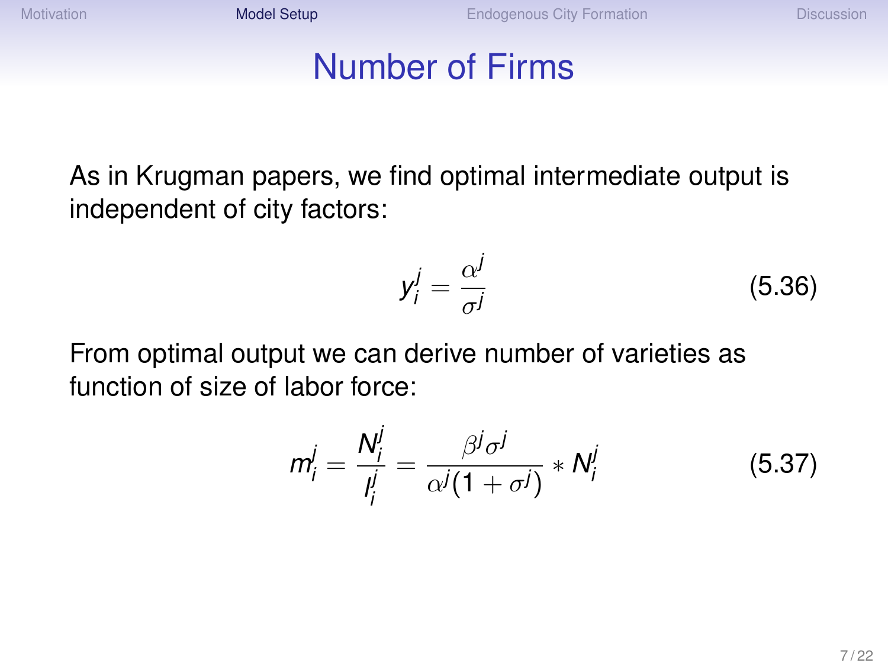# Number of Firms

As in Krugman papers, we find optimal intermediate output is independent of city factors:

$$y_i^j = \frac{\alpha^j}{\sigma^j} \tag{5.36}$$

From optimal output we can derive number of varieties as function of size of labor force:

$$m_i^j = \frac{N_i^j}{l_i^j} = \frac{\beta^j \sigma^j}{\alpha^j (1 + \sigma^j)} * N_i^j \tag{5.37}$$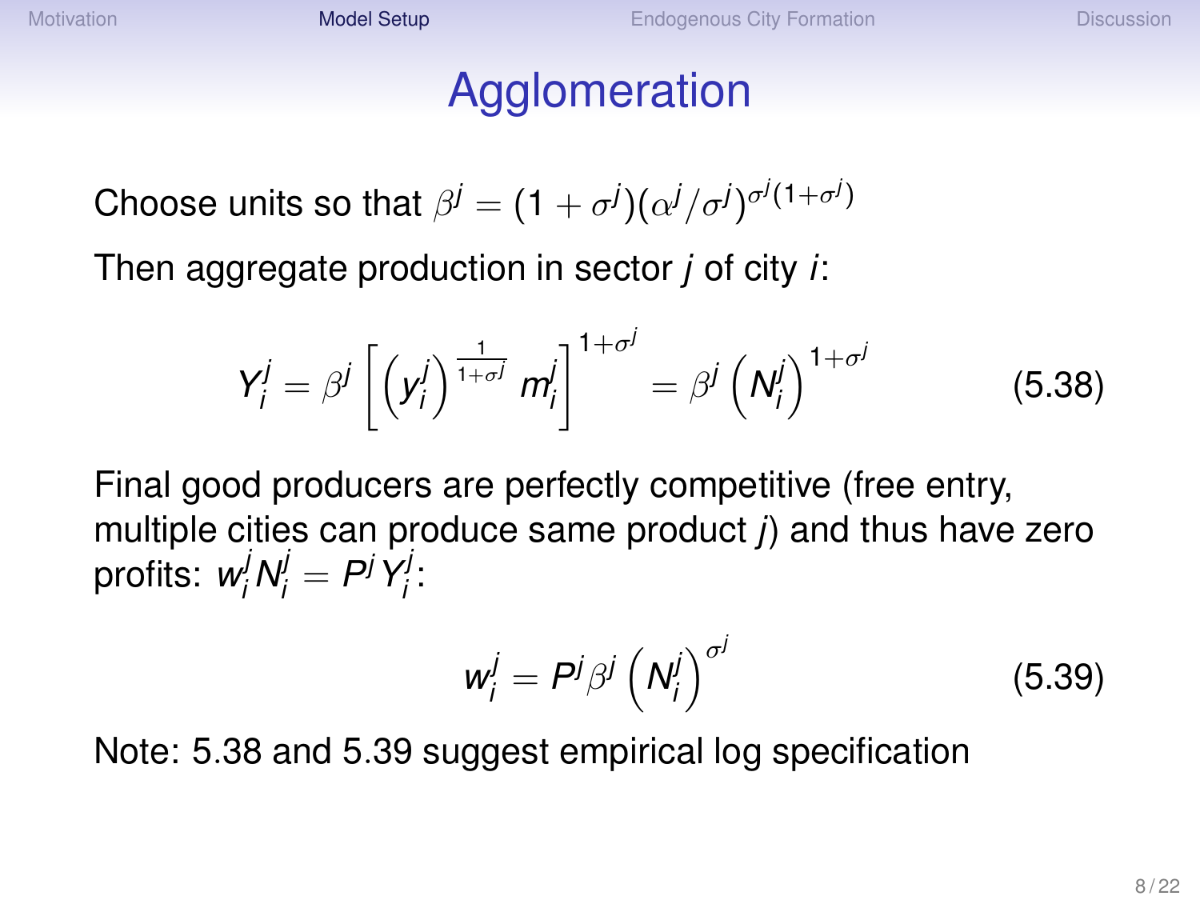# Agglomeration

Choose units so that $\beta^j = (1 + \sigma^j)(\alpha^j/\sigma^j)^{\sigma^j(1+\sigma^j)}$

Then aggregate production in sector $j$ of city $i$:

$$Y_i^j = \beta^j \left[ \left( y_i^j \right)^{\frac{1}{1+\sigma^j}} m_i^j \right]^{1+\sigma^j} = \beta^j \left( N_i^j \right)^{1+\sigma^j} \tag{5.38}$$

Final good producers are perfectly competitive (free entry, multiple cities can produce same product $j$) and thus have zero profits: $w_i^j N_i^j = P^j Y_i^j$:

$$w_i^j = P^j \beta^j \left( N_i^j \right)^{\sigma^j} \tag{5.39}$$

Note: 5.38 and 5.39 suggest empirical log specification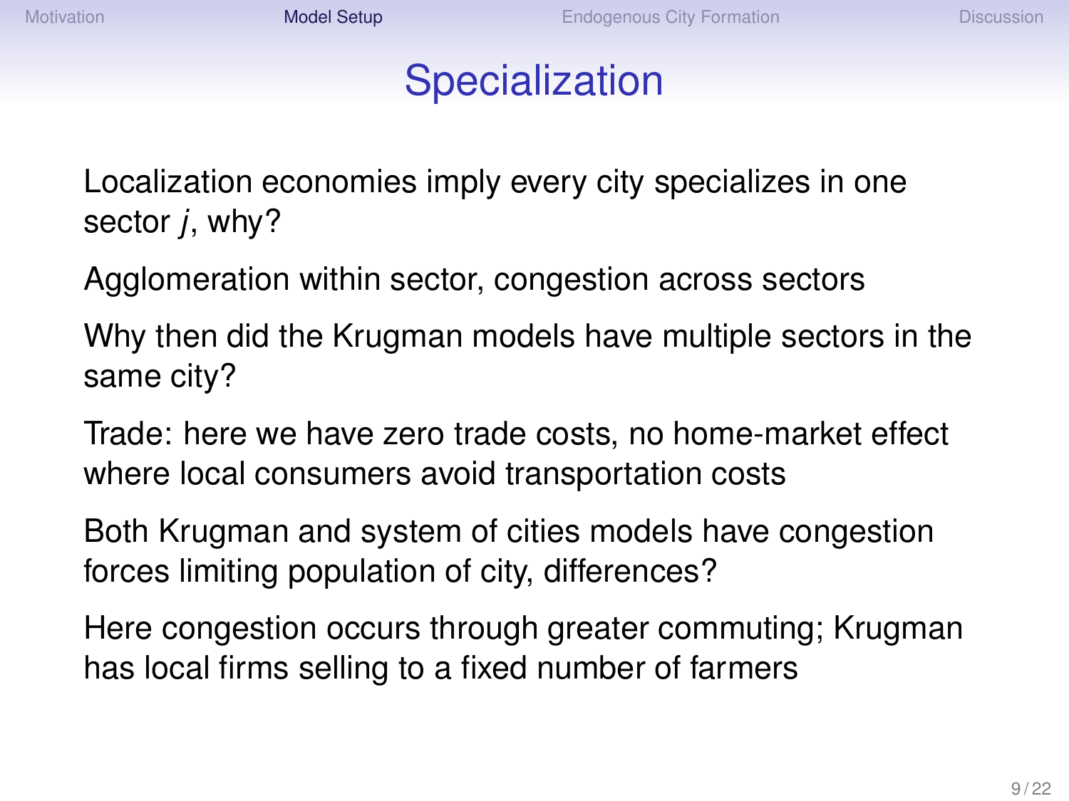# Specialization

Localization economies imply every city specializes in one sector $j$, why?

Agglomeration within sector, congestion across sectors

Why then did the Krugman models have multiple sectors in the same city?

Trade: here we have zero trade costs, no home-market effect where local consumers avoid transportation costs

Both Krugman and system of cities models have congestion forces limiting population of city, differences?

Here congestion occurs through greater commuting; Krugman has local firms selling to a fixed number of farmers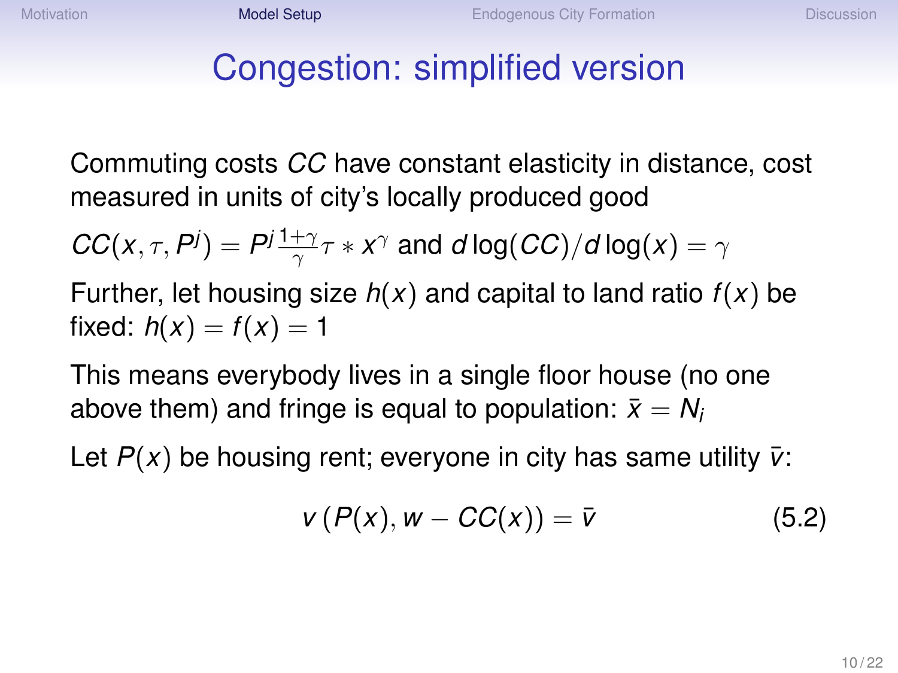# Congestion: simplified version

Commuting costs $CC$ have constant elasticity in distance, cost measured in units of city's locally produced good

$CC(x, \tau, P^j) = P^j \frac{1+\gamma}{\gamma} \tau * x^\gamma$ and $d\log(CC)/d\log(x) = \gamma$

Further, let housing size $h(x)$ and capital to land ratio $f(x)$ be fixed: $h(x) = f(x) = 1$

This means everybody lives in a single floor house (no one above them) and fringe is equal to population: $\bar{x} = N_i$

Let $P(x)$ be housing rent; everyone in city has same utility $\bar{v}$:

$$v\left(P(x), w - CC(x)\right) = \bar{v} \tag{5.2}$$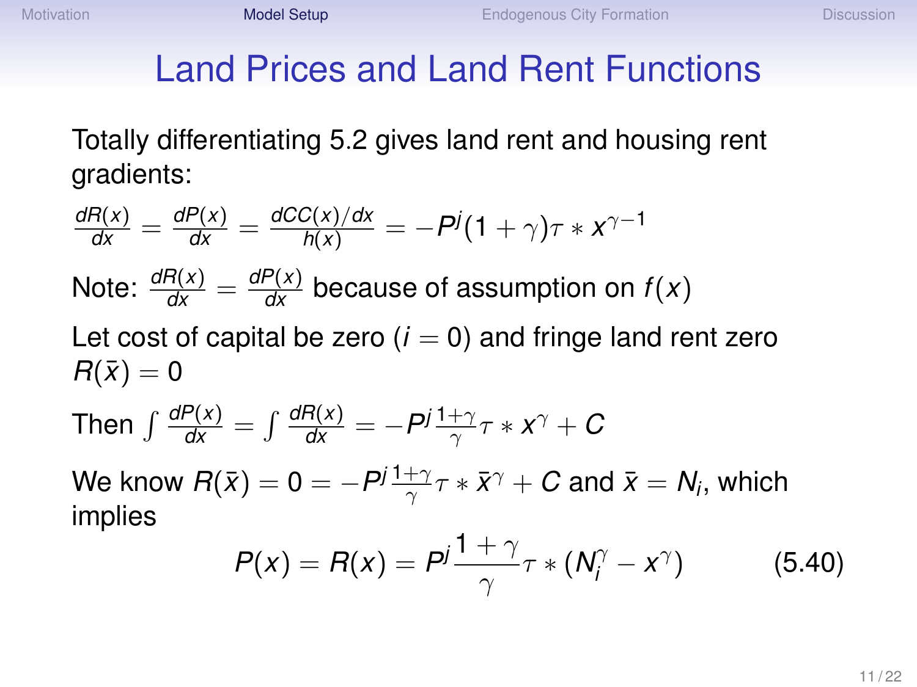# Land Prices and Land Rent Functions

Totally differentiating 5.2 gives land rent and housing rent gradients:

$$\frac{dR(x)}{dx} = \frac{dP(x)}{dx} = \frac{dCC(x)/dx}{h(x)} = -P^j(1+\gamma)\tau * x^{\gamma-1}$$

Note: $\frac{dR(x)}{dx} = \frac{dP(x)}{dx}$ because of assumption on $f(x)$

Let cost of capital be zero ($i = 0$) and fringe land rent zero $R(\bar{x}) = 0$

Then $\int \frac{dP(x)}{dx} = \int \frac{dR(x)}{dx} = -P^j \frac{1+\gamma}{\gamma} \tau * x^{\gamma} + C$

We know $R(\bar{x}) = 0 = -P^j \frac{1+\gamma}{\gamma} \tau * \bar{x}^{\gamma} + C$ and $\bar{x} = N_i$, which implies

$$P(x) = R(x) = P^j \frac{1+\gamma}{\gamma} \tau * (N_i^{\gamma} - x^{\gamma}) \qquad (5.40)$$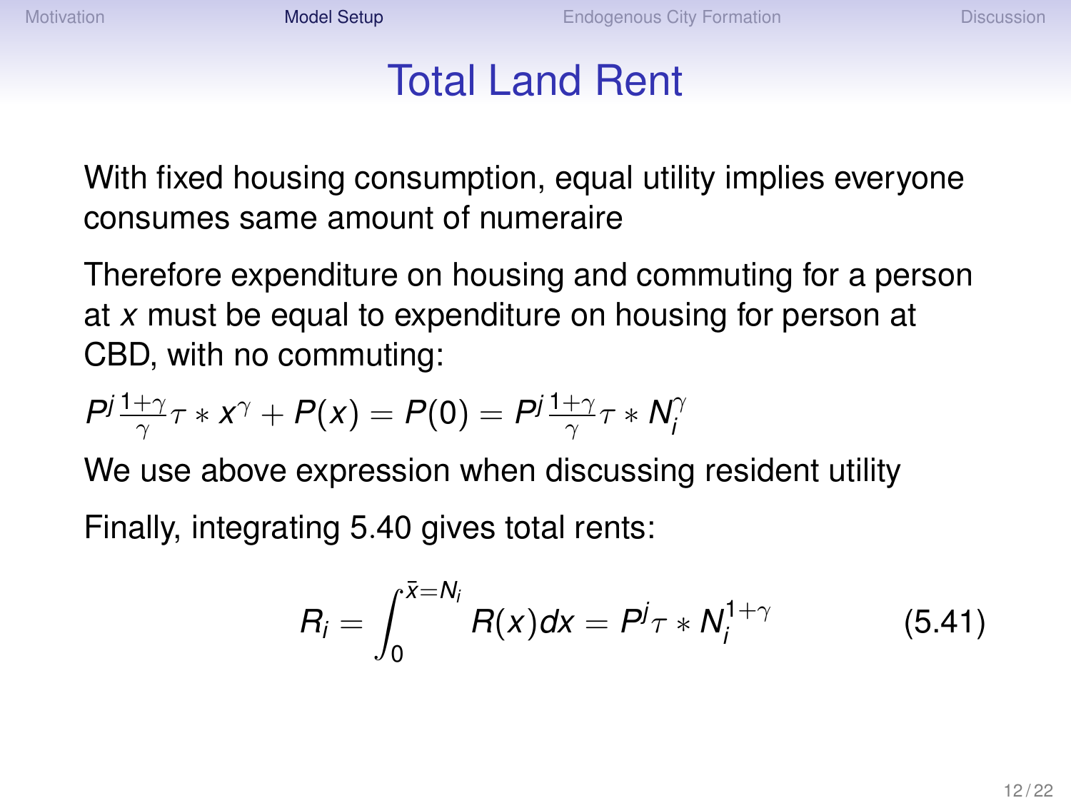# Total Land Rent

With fixed housing consumption, equal utility implies everyone consumes same amount of numeraire

Therefore expenditure on housing and commuting for a person at $x$ must be equal to expenditure on housing for person at CBD, with no commuting:

$$P^j \frac{1+\gamma}{\gamma} \tau * x^\gamma + P(x) = P(0) = P^j \frac{1+\gamma}{\gamma} \tau * N_i^\gamma$$

We use above expression when discussing resident utility

Finally, integrating 5.40 gives total rents:

$$R_i = \int_0^{\bar{x}=N_i} R(x)dx = P^j \tau * N_i^{1+\gamma} \qquad (5.41)$$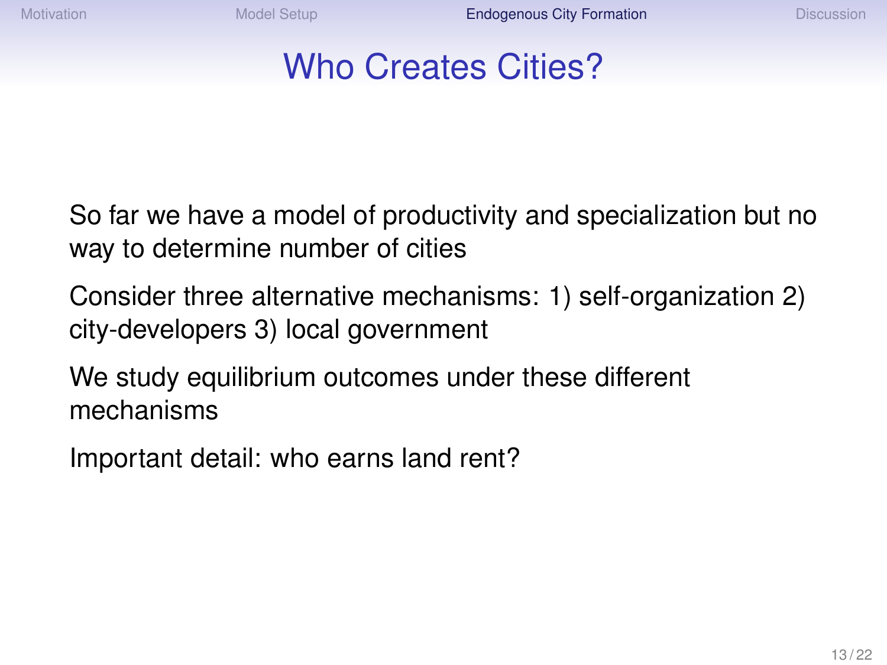# Who Creates Cities?

So far we have a model of productivity and specialization but no way to determine number of cities

Consider three alternative mechanisms: 1) self-organization 2) city-developers 3) local government

We study equilibrium outcomes under these different mechanisms

Important detail: who earns land rent?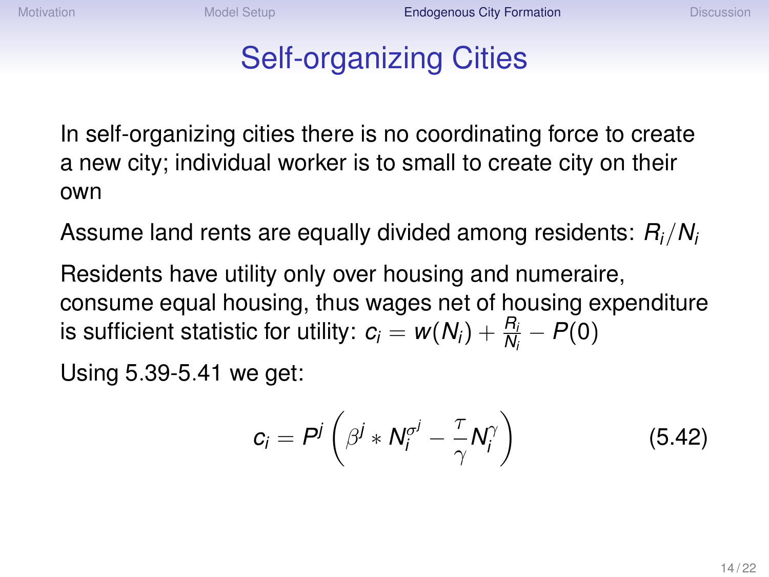# Self-organizing Cities

In self-organizing cities there is no coordinating force to create a new city; individual worker is to small to create city on their own

Assume land rents are equally divided among residents: $R_i/N_i$

Residents have utility only over housing and numeraire, consume equal housing, thus wages net of housing expenditure is sufficient statistic for utility: $c_i = w(N_i) + \frac{R_i}{N_i} - P(0)$

Using 5.39-5.41 we get:

$$c_i = P^j \left( \beta^j * N_i^{\sigma^j} - \frac{\tau}{\gamma} N_i^{\gamma} \right) \tag{5.42}$$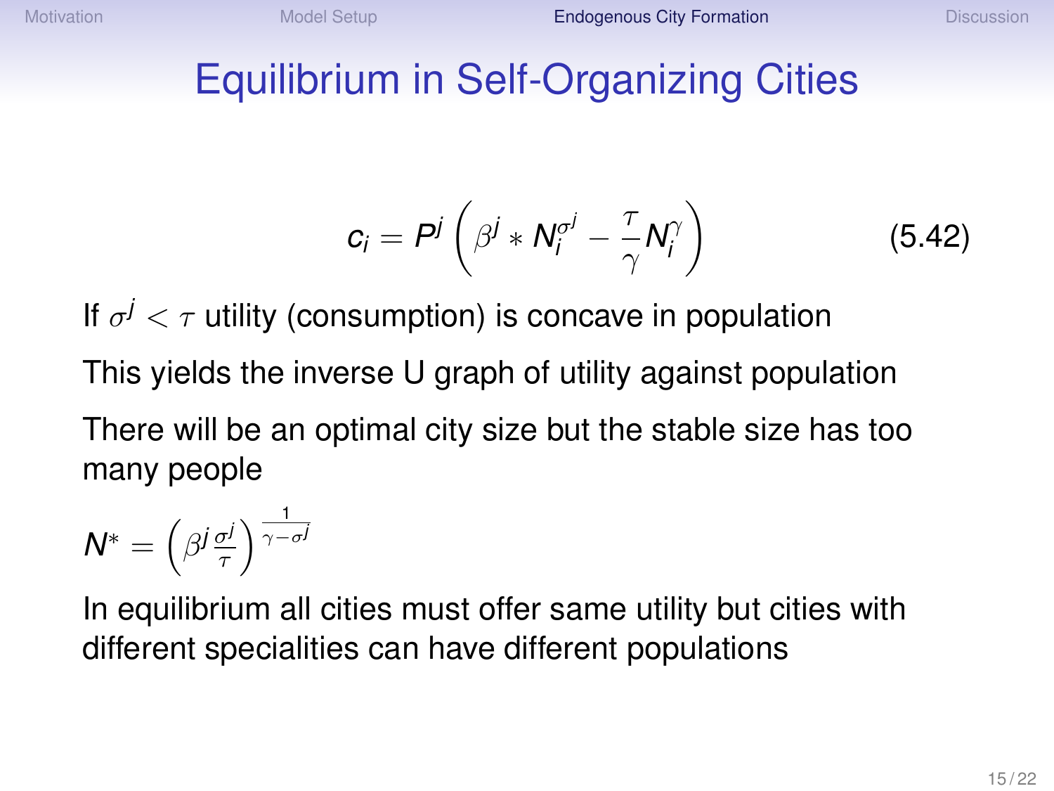# Equilibrium in Self-Organizing Cities

$$c_i = P^j \left( \beta^j * N_i^{\sigma^j} - \frac{\tau}{\gamma} N_i^{\gamma} \right) \tag{5.42}$$

If $\sigma^j < \tau$ utility (consumption) is concave in population

This yields the inverse U graph of utility against population

There will be an optimal city size but the stable size has too many people

$N^* = \left( \beta^j \frac{\sigma^j}{\tau} \right)^{\frac{1}{\gamma - \sigma^j}}$

In equilibrium all cities must offer same utility but cities with different specialities can have different populations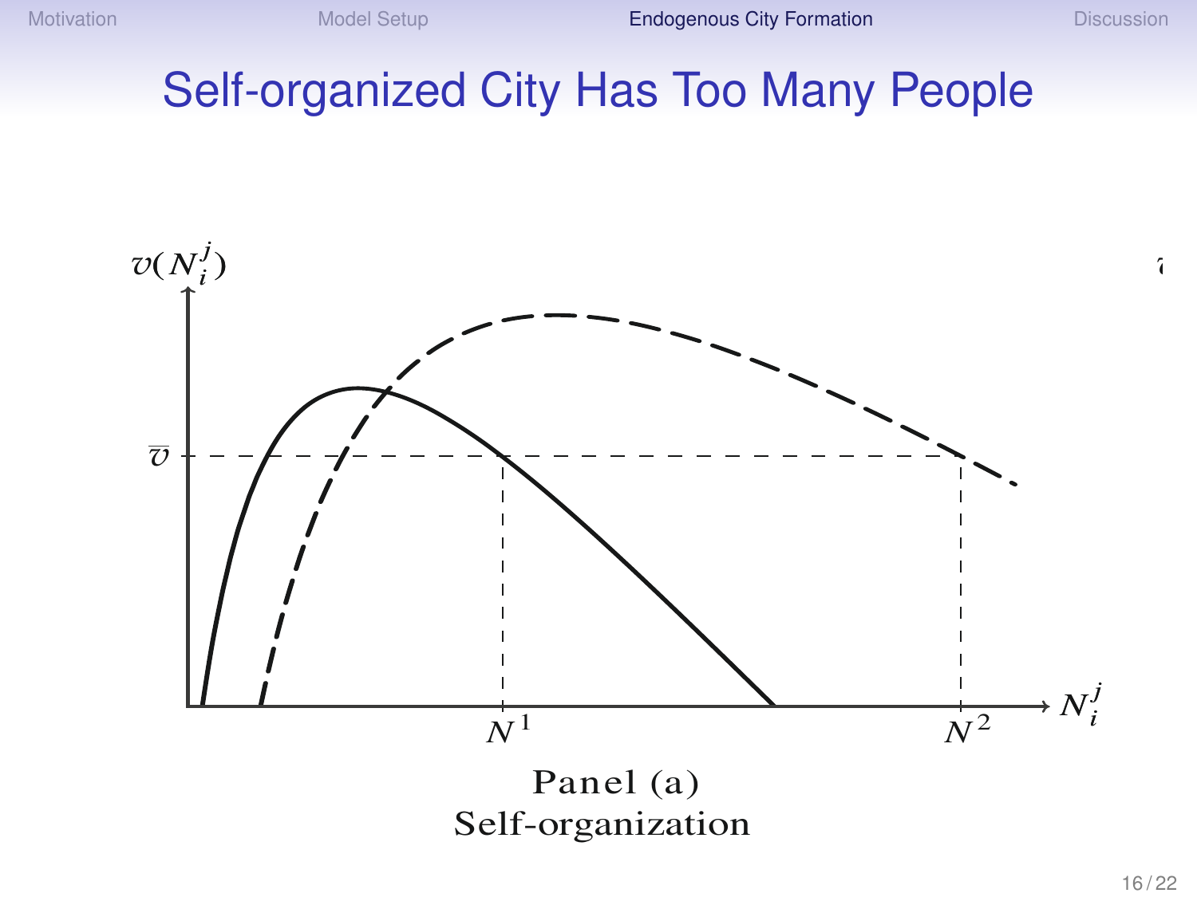# Self-organized City Has Too Many People

$v(N_i^j)$

$\overline{v}$

$N^1$

$N^2$

$N_i^j$

Panel (a)
Self-organization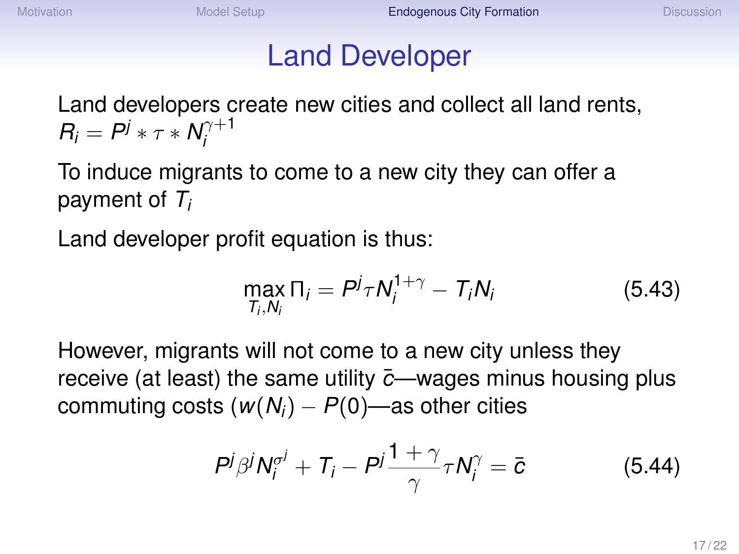# Land Developer

Land developers create new cities and collect all land rents, $R_i = P^j * \tau * N_i^{\gamma+1}$

To induce migrants to come to a new city they can offer a payment of $T_i$

Land developer profit equation is thus:

$$\max_{T_i, N_i} \Pi_i = P^j \tau N_i^{1+\gamma} - T_i N_i \tag{5.43}$$

However, migrants will not come to a new city unless they receive (at least) the same utility $\bar{c}$—wages minus housing plus commuting costs ($w(N_i) - P(0)$—as other cities

$$P^j \beta^j N_i^{\sigma^j} + T_i - P^j \frac{1+\gamma}{\gamma} \tau N_i^{\gamma} = \bar{c} \tag{5.44}$$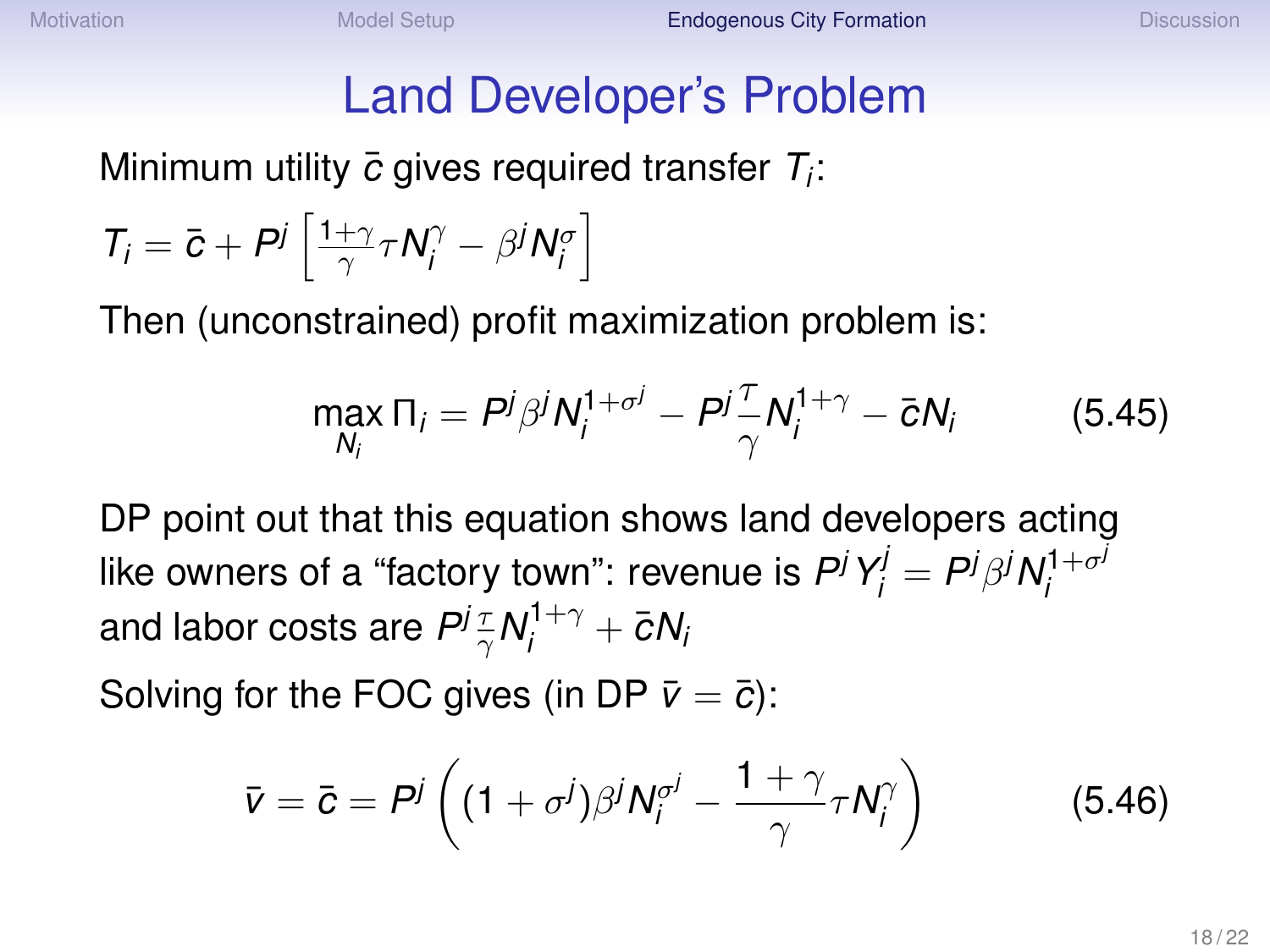# Land Developer's Problem

Minimum utility $\bar{c}$ gives required transfer $T_i$:

$$T_i = \bar{c} + P^j \left[ \frac{1+\gamma}{\gamma} \tau N_i^{\gamma} - \beta^j N_i^{\sigma} \right]$$

Then (unconstrained) profit maximization problem is:

$$\max_{N_i} \Pi_i = P^j \beta^j N_i^{1+\sigma^j} - P^j \frac{\tau}{\gamma} N_i^{1+\gamma} - \bar{c} N_i \qquad (5.45)$$

DP point out that this equation shows land developers acting like owners of a "factory town": revenue is $P^j Y_i^j = P^j \beta^j N_i^{1+\sigma^j}$ and labor costs are $P^j \frac{\tau}{\gamma} N_i^{1+\gamma} + \bar{c} N_i$

Solving for the FOC gives (in DP $\bar{v} = \bar{c}$):

$$\bar{v} = \bar{c} = P^j \left( (1+\sigma^j) \beta^j N_i^{\sigma^j} - \frac{1+\gamma}{\gamma} \tau N_i^{\gamma} \right) \qquad (5.46)$$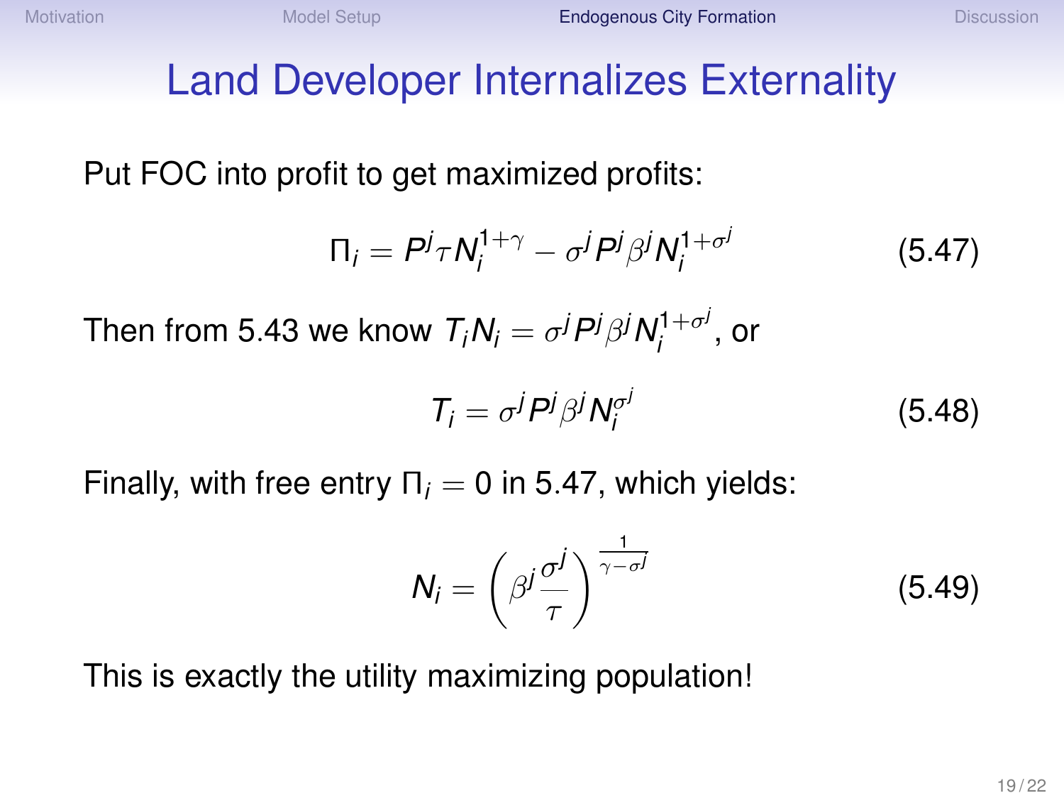# Land Developer Internalizes Externality

Put FOC into profit to get maximized profits:

$$\Pi_i = P^j \tau N_i^{1+\gamma} - \sigma^j P^j \beta^j N_i^{1+\sigma^j} \tag{5.47}$$

Then from 5.43 we know $T_i N_i = \sigma^j P^j \beta^j N_i^{1+\sigma^j}$, or

$$T_i = \sigma^j P^j \beta^j N_i^{\sigma^j} \tag{5.48}$$

Finally, with free entry $\Pi_i = 0$ in 5.47, which yields:

$$N_i = \left( \beta^j \frac{\sigma^j}{\tau} \right)^{\frac{1}{\gamma - \sigma^j}} \tag{5.49}$$

This is exactly the utility maximizing population!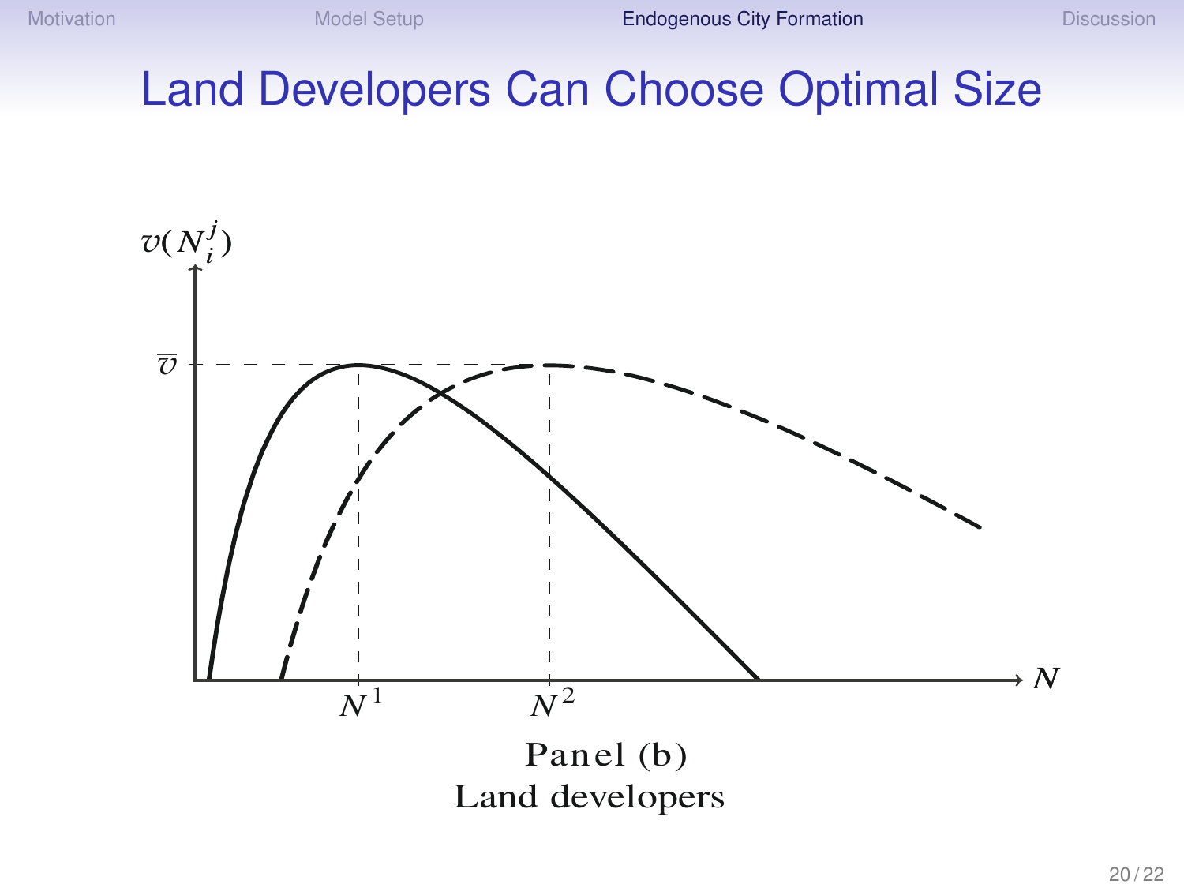# Land Developers Can Choose Optimal Size

$v(N_i^j)$

$\overline{v}$

$N^1$ $N^2$ $N$

Panel (b)
Land developers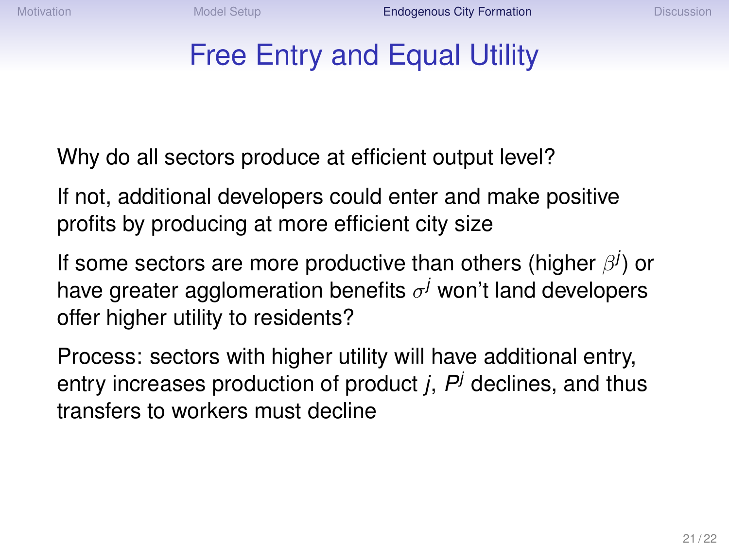# Free Entry and Equal Utility

Why do all sectors produce at efficient output level?

If not, additional developers could enter and make positive profits by producing at more efficient city size

If some sectors are more productive than others (higher $\beta^j$) or have greater agglomeration benefits $\sigma^j$ won't land developers offer higher utility to residents?

Process: sectors with higher utility will have additional entry, entry increases production of product $j$, $P^j$ declines, and thus transfers to workers must decline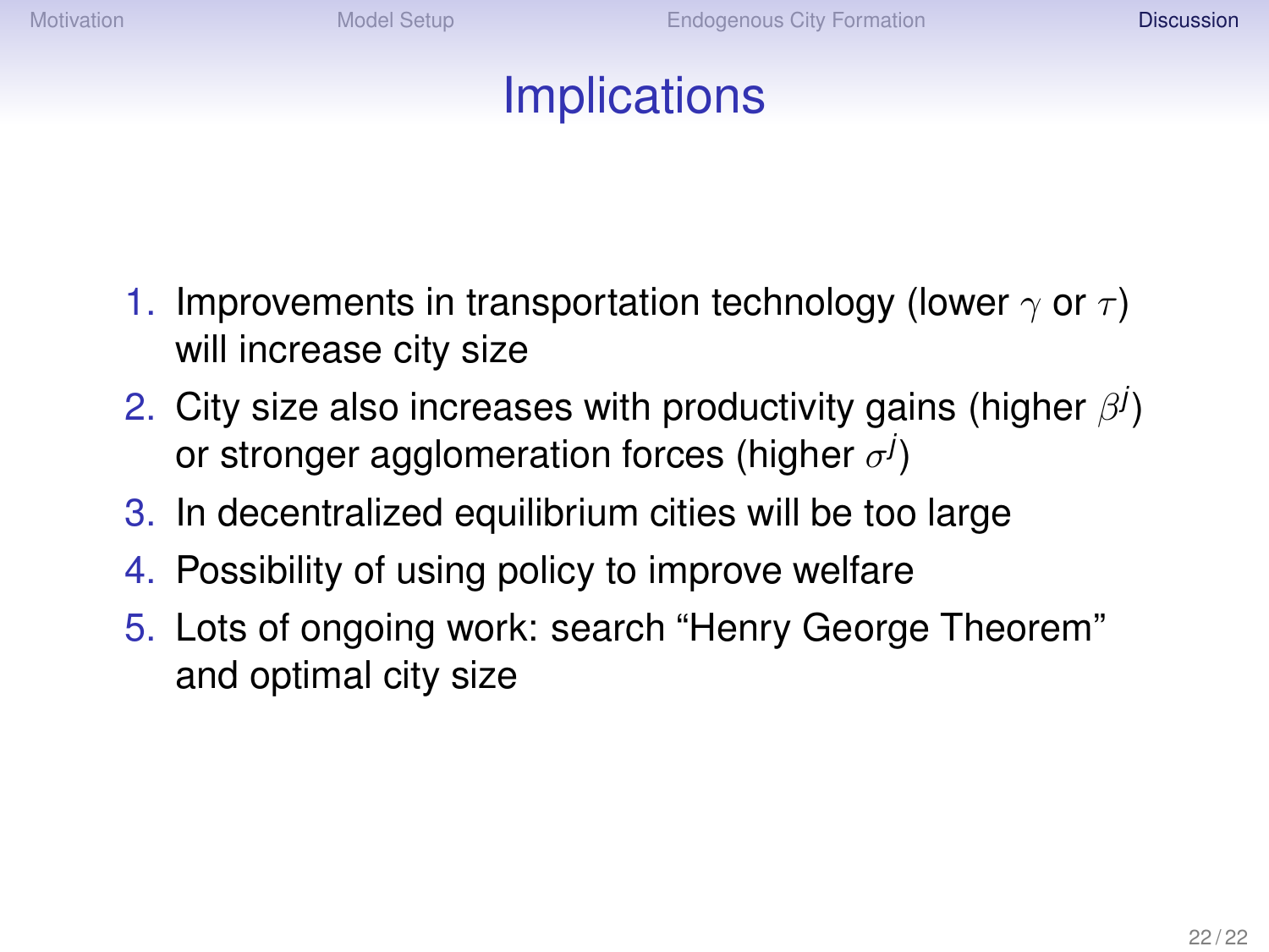# Implications

1. Improvements in transportation technology (lower $\gamma$ or $\tau$) will increase city size
2. City size also increases with productivity gains (higher $\beta^j$) or stronger agglomeration forces (higher $\sigma^j$)
3. In decentralized equilibrium cities will be too large
4. Possibility of using policy to improve welfare
5. Lots of ongoing work: search "Henry George Theorem" and optimal city size